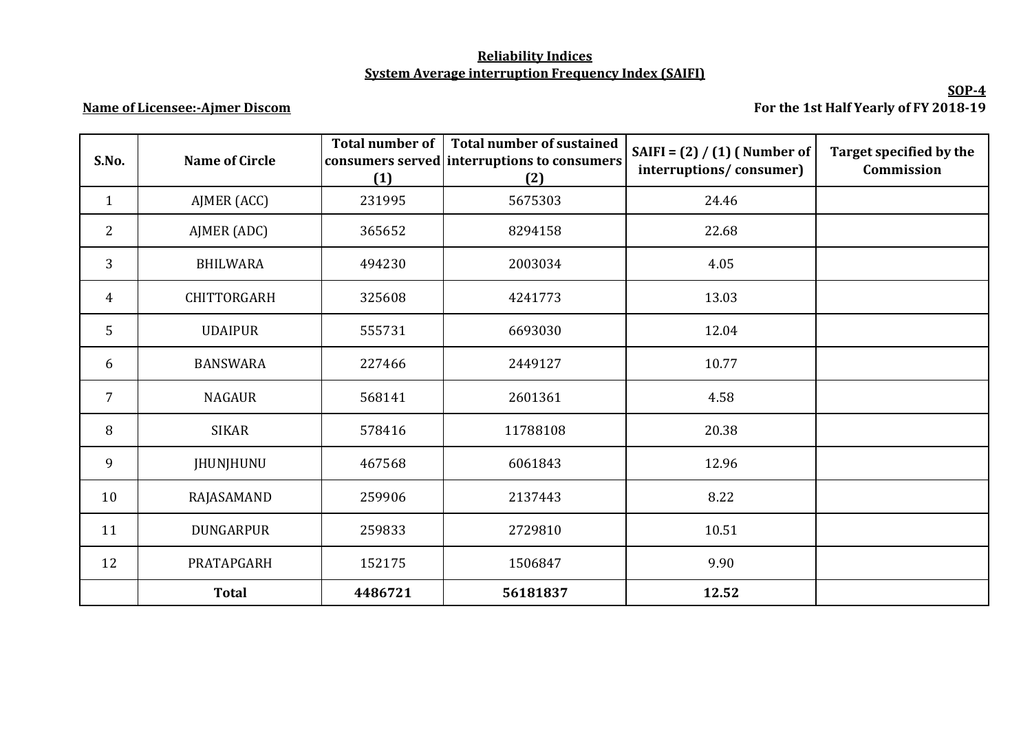# Reliability Indices

## System Average interruption Frequency Index (SAIFI)

**SOP-4**

**Name of Licensee:-Ajmer Discom**

**For the 1st Half Yearly of FY 2018-19**

| S.No. | Name of Circle | Total number of consumers served (1) | Total number of sustained interruptions to consumers (2) | SAIFI = (2) / (1) ( Number of interruptions/ consumer) | Target specified by the Commission |
|---|---|---|---|---|---|
| 1 | AJMER (ACC) | 231995 | 5675303 | 24.46 | |
| 2 | AJMER (ADC) | 365652 | 8294158 | 22.68 | |
| 3 | BHILWARA | 494230 | 2003034 | 4.05 | |
| 4 | CHITTORGARH | 325608 | 4241773 | 13.03 | |
| 5 | UDAIPUR | 555731 | 6693030 | 12.04 | |
| 6 | BANSWARA | 227466 | 2449127 | 10.77 | |
| 7 | NAGAUR | 568141 | 2601361 | 4.58 | |
| 8 | SIKAR | 578416 | 11788108 | 20.38 | |
| 9 | JHUNJHUNU | 467568 | 6061843 | 12.96 | |
| 10 | RAJASAMAND | 259906 | 2137443 | 8.22 | |
| 11 | DUNGARPUR | 259833 | 2729810 | 10.51 | |
| 12 | PRATAPGARH | 152175 | 1506847 | 9.90 | |
| | **Total** | **4486721** | **56181837** | **12.52** | |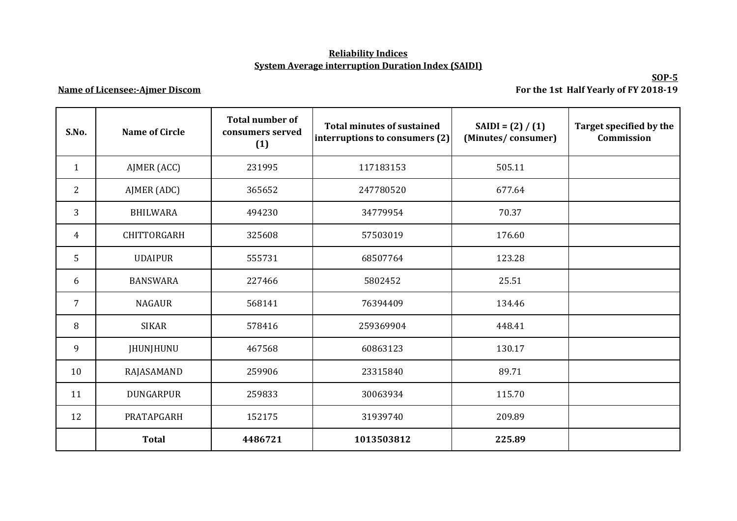**Reliability Indices**

**System Average interruption Duration Index (SAIDI)**

**SOP-5**

**Name of Licensee:-Ajmer Discom**

**For the 1st Half Yearly of FY 2018-19**

| S.No. | Name of Circle | Total number of consumers served (1) | Total minutes of sustained interruptions to consumers (2) | SAIDI = (2) / (1) (Minutes/ consumer) | Target specified by the Commission |
|---|---|---|---|---|---|
| 1 | AJMER (ACC) | 231995 | 117183153 | 505.11 | |
| 2 | AJMER (ADC) | 365652 | 247780520 | 677.64 | |
| 3 | BHILWARA | 494230 | 34779954 | 70.37 | |
| 4 | CHITTORGARH | 325608 | 57503019 | 176.60 | |
| 5 | UDAIPUR | 555731 | 68507764 | 123.28 | |
| 6 | BANSWARA | 227466 | 5802452 | 25.51 | |
| 7 | NAGAUR | 568141 | 76394409 | 134.46 | |
| 8 | SIKAR | 578416 | 259369904 | 448.41 | |
| 9 | JHUNJHUNU | 467568 | 60863123 | 130.17 | |
| 10 | RAJASAMAND | 259906 | 23315840 | 89.71 | |
| 11 | DUNGARPUR | 259833 | 30063934 | 115.70 | |
| 12 | PRATAPGARH | 152175 | 31939740 | 209.89 | |
| | **Total** | **4486721** | **1013503812** | **225.89** | |